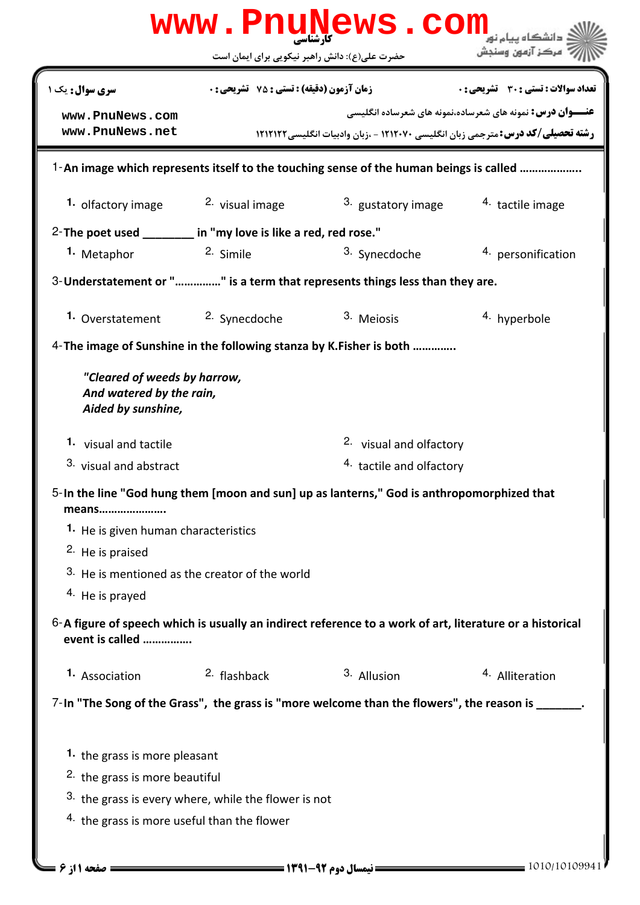www.PnuNews.com

کارشناسی

حضرت علی(ع): دانش راهبر نیکویی برای ایمان است

دانشگاه پیام نور
مرکز آزمون وسنجش

**سری سوال:** یک ۱

**زمان آزمون (دقیقه) : تستی :** ۷۵ **تشریحی :** ۰

**تعداد سوالات : تستی :** ۳۰ **تشریحی :** ۰

www.PnuNews.com
www.PnuNews.net

**عنـــوان درس:** نمونه های شعرساده،نمونه های شعرساده انگلیسی

**رشته تحصیلی/کد درس:** مترجمی زبان انگلیسی ۱۲۱۲۰۷۰ - ،زبان وادبیات انگلیسی۱۲۱۲۱۲۲

1-**An image which represents itself to the touching sense of the human beings is called ..................**

1. olfactory image
2. visual image
3. gustatory image
4. tactile image

2-**The poet used ________ in "my love is like a red, red rose."**

1. Metaphor
2. Simile
3. Synecdoche
4. personification

3-**Understatement or "……………" is a term that represents things less than they are.**

1. Overstatement
2. Synecdoche
3. Meiosis
4. hyperbole

4-**The image of Sunshine in the following stanza by K.Fisher is both ………….**

*"Cleared of weeds by harrow,*
*And watered by the rain,*
*Aided by sunshine,*

1. visual and tactile
2. visual and olfactory
3. visual and abstract
4. tactile and olfactory

5-**In the line "God hung them [moon and sun] up as lanterns," God is anthropomorphized that means………………….**

1. He is given human characteristics
2. He is praised
3. He is mentioned as the creator of the world
4. He is prayed

6-**A figure of speech which is usually an indirect reference to a work of art, literature or a historical event is called …………….**

1. Association
2. flashback
3. Allusion
4. Alliteration

7-**In "The Song of the Grass", the grass is "more welcome than the flowers", the reason is _______.**

1. the grass is more pleasant
2. the grass is more beautiful
3. the grass is every where, while the flower is not
4. the grass is more useful than the flower

نیمسال دوم ۹۲-۱۳۹۱

1010/10109941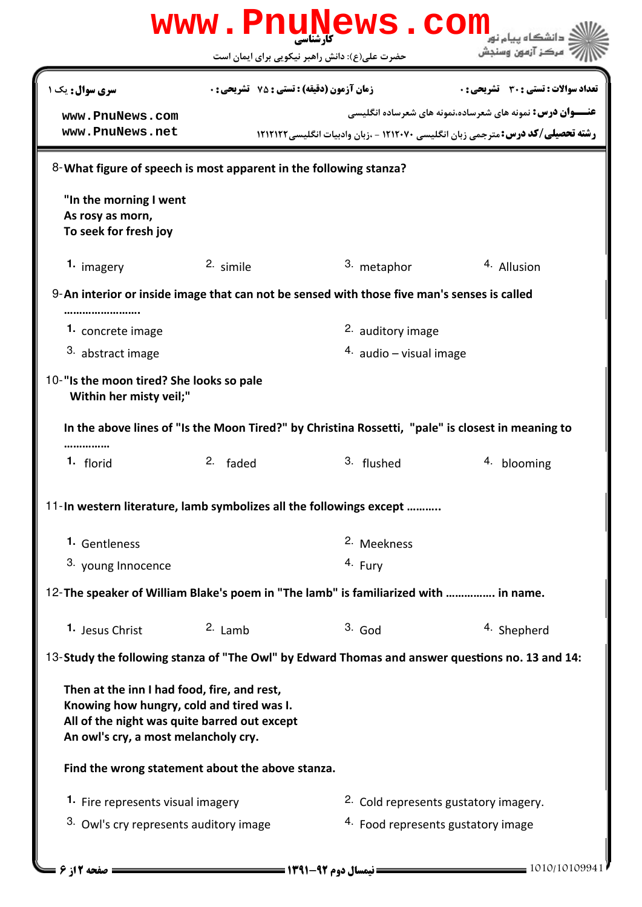8-**What figure of speech is most apparent in the following stanza?**

**"In the morning I went**
**As rosy as morn,**
**To seek for fresh joy**

1. imagery
2. simile
3. metaphor
4. Allusion

9-**An interior or inside image that can not be sensed with those five man's senses is called ……………………**

1. concrete image
2. auditory image
3. abstract image
4. audio – visual image

10-**"Is the moon tired? She looks so pale**
**Within her misty veil;"**

**In the above lines of "Is the Moon Tired?" by Christina Rossetti, "pale" is closest in meaning to ……………**

1. florid
2. faded
3. flushed
4. blooming

11-**In western literature, lamb symbolizes all the followings except ……….**

1. Gentleness
2. Meekness
3. young Innocence
4. Fury

12-**The speaker of William Blake's poem in "The lamb" is familiarized with ……………. in name.**

1. Jesus Christ
2. Lamb
3. God
4. Shepherd

13-**Study the following stanza of "The Owl" by Edward Thomas and answer questions no. 13 and 14:**

**Then at the inn I had food, fire, and rest,**
**Knowing how hungry, cold and tired was I.**
**All of the night was quite barred out except**
**An owl's cry, a most melancholy cry.**

**Find the wrong statement about the above stanza.**

1. Fire represents visual imagery
2. Cold represents gustatory imagery.
3. Owl's cry represents auditory image
4. Food represents gustatory image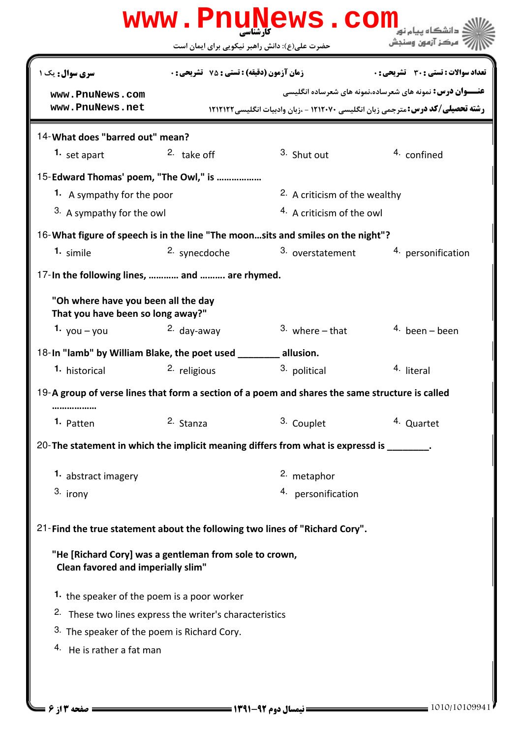14-**What does "barred out" mean?**

1. set apart
2. take off
3. Shut out
4. confined

15-**Edward Thomas' poem, "The Owl," is ………………**

1. A sympathy for the poor
2. A criticism of the wealthy
3. A sympathy for the owl
4. A criticism of the owl

16-**What figure of speech is in the line "The moon…sits and smiles on the night"?**

1. simile
2. synecdoche
3. overstatement
4. personification

17-**In the following lines, ………… and ………. are rhymed.**

**"Oh where have you been all the day**
**That you have been so long away?"**

1. you – you
2. day-away
3. where – that
4. been – been

18-**In "lamb" by William Blake, the poet used ________ allusion.**

1. historical
2. religious
3. political
4. literal

19-**A group of verse lines that form a section of a poem and shares the same structure is called ………………**

1. Patten
2. Stanza
3. Couplet
4. Quartet

20-**The statement in which the implicit meaning differs from what is expressd is ________.**

1. abstract imagery
2. metaphor
3. irony
4. personification

21-**Find the true statement about the following two lines of "Richard Cory".**

**"He [Richard Cory] was a gentleman from sole to crown,**
**Clean favored and imperially slim"**

1. the speaker of the poem is a poor worker
2. These two lines express the writer's characteristics
3. The speaker of the poem is Richard Cory.
4. He is rather a fat man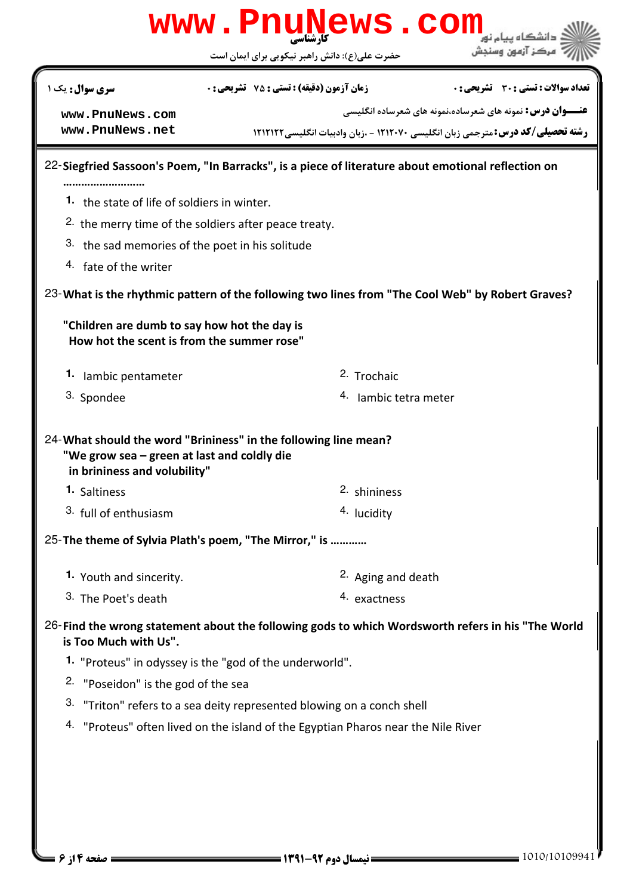22- **Siegfried Sassoon's Poem, "In Barracks", is a piece of literature about emotional reflection on ………………………**

1. the state of life of soldiers in winter.
2. the merry time of the soldiers after peace treaty.
3. the sad memories of the poet in his solitude
4. fate of the writer

23- **What is the rhythmic pattern of the following two lines from "The Cool Web" by Robert Graves?**

**"Children are dumb to say how hot the day is**
**How hot the scent is from the summer rose"**

1. Iambic pentameter
2. Trochaic
3. Spondee
4. Iambic tetra meter

24- **What should the word "Brininess" in the following line mean?**
**"We grow sea – green at last and coldly die**
**in brininess and volubility"**

1. Saltiness
2. shininess
3. full of enthusiasm
4. lucidity

25- **The theme of Sylvia Plath's poem, "The Mirror," is …………**

1. Youth and sincerity.
2. Aging and death
3. The Poet's death
4. exactness

26- **Find the wrong statement about the following gods to which Wordsworth refers in his "The World is Too Much with Us".**

1. "Proteus" in odyssey is the "god of the underworld".
2. "Poseidon" is the god of the sea
3. "Triton" refers to a sea deity represented blowing on a conch shell
4. "Proteus" often lived on the island of the Egyptian Pharos near the Nile River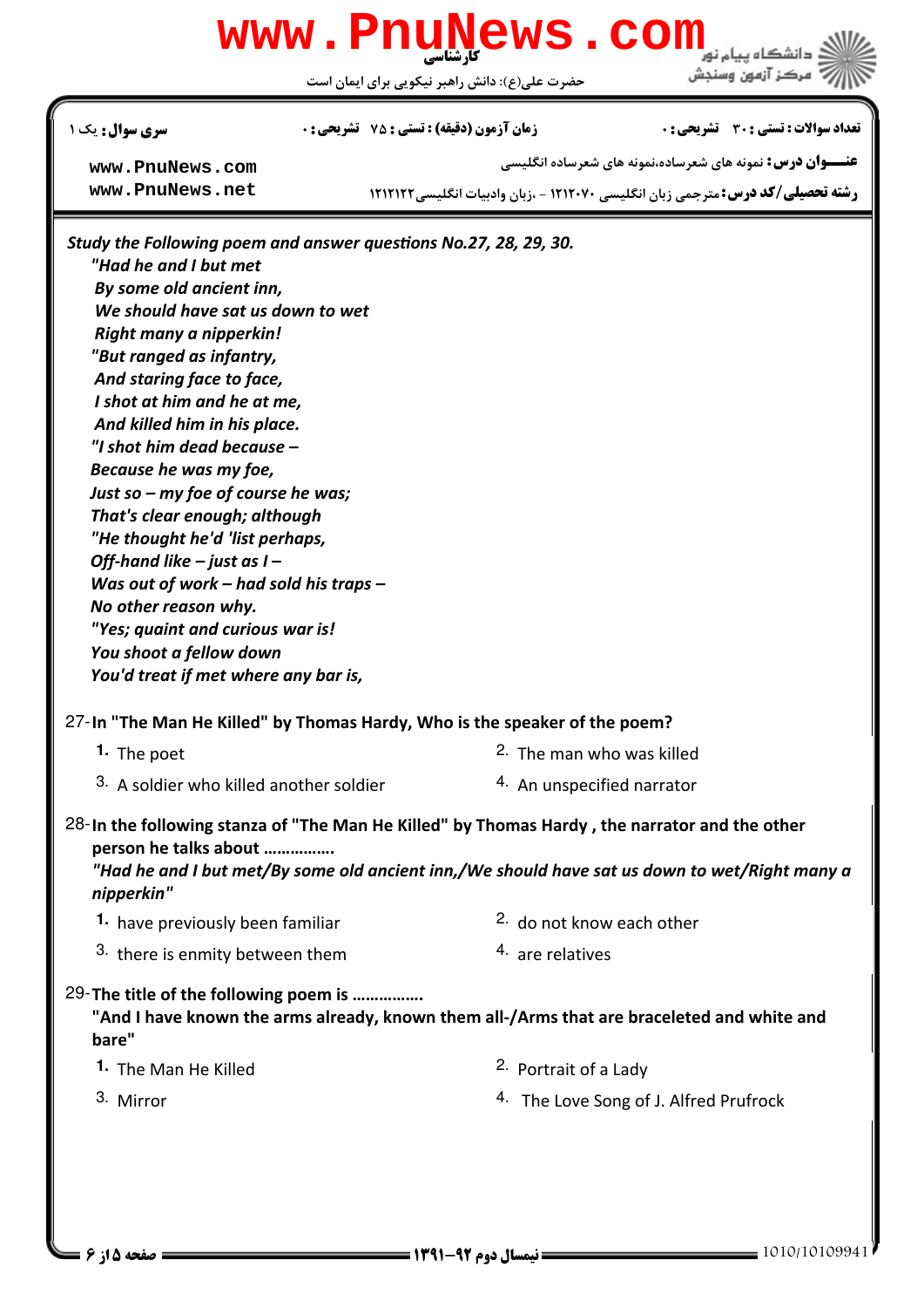***Study the Following poem and answer questions No.27, 28, 29, 30.***

***"Had he and I but met***
***By some old ancient inn,***
***We should have sat us down to wet***
***Right many a nipperkin!***
***"But ranged as infantry,***
***And staring face to face,***
***I shot at him and he at me,***
***And killed him in his place.***
***"I shot him dead because –***
***Because he was my foe,***
***Just so – my foe of course he was;***
***That's clear enough; although***
***"He thought he'd 'list perhaps,***
***Off-hand like – just as I –***
***Was out of work – had sold his traps –***
***No other reason why.***
***"Yes; quaint and curious war is!***
***You shoot a fellow down***
***You'd treat if met where any bar is,***

27-**In "The Man He Killed" by Thomas Hardy, Who is the speaker of the poem?**

1. The poet
2. The man who was killed
3. A soldier who killed another soldier
4. An unspecified narrator

28-**In the following stanza of "The Man He Killed" by Thomas Hardy , the narrator and the other person he talks about …………….**

***"Had he and I but met/By some old ancient inn,/We should have sat us down to wet/Right many a nipperkin"***

1. have previously been familiar
2. do not know each other
3. there is enmity between them
4. are relatives

29-**The title of the following poem is …………….**

**"And I have known the arms already, known them all-/Arms that are braceleted and white and bare"**

1. The Man He Killed
2. Portrait of a Lady
3. Mirror
4. The Love Song of J. Alfred Prufrock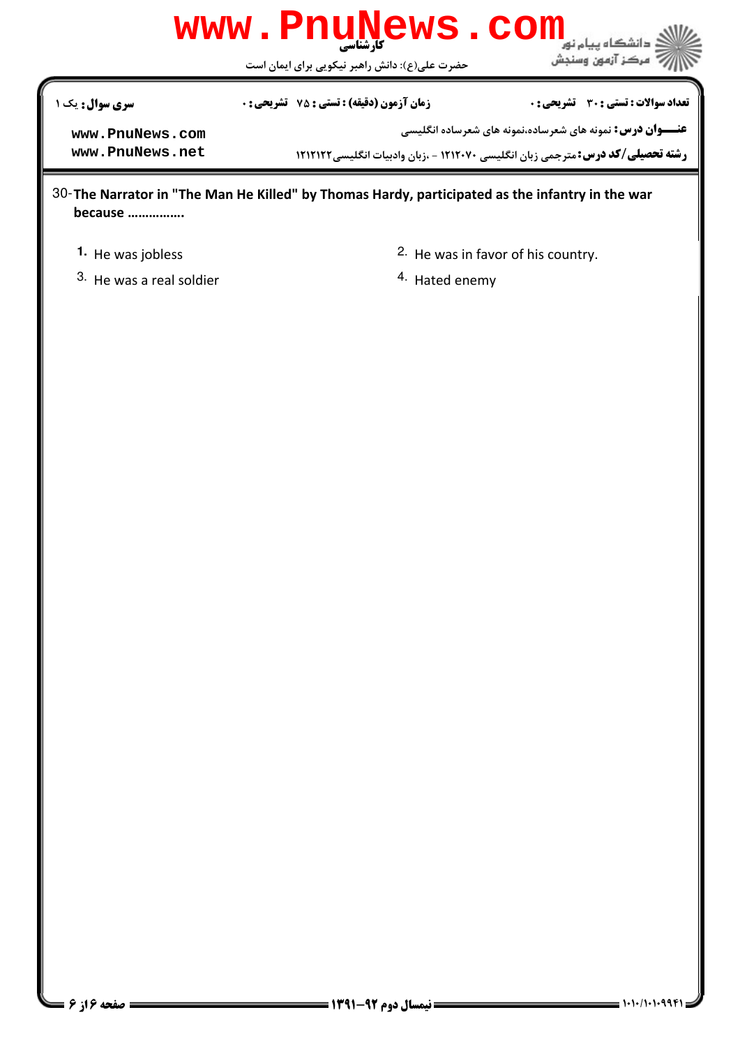30- **The Narrator in "The Man He Killed" by Thomas Hardy, participated as the infantry in the war because …………….**

1. He was jobless
2. He was in favor of his country.
3. He was a real soldier
4. Hated enemy